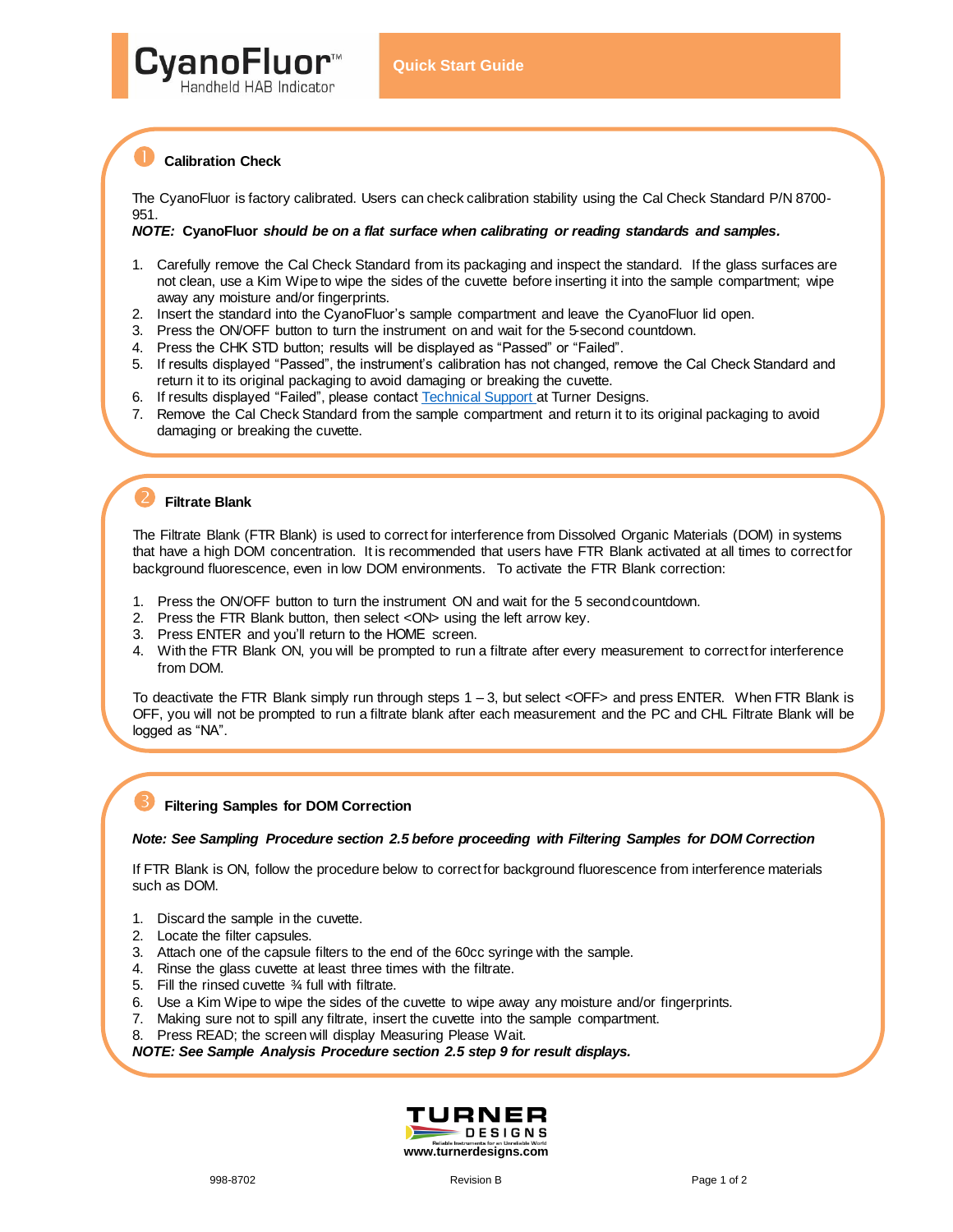# CyanoFluor™ Handheld HAB Indicator

## Quick Start Guide

### 1 Calibration Check

The CyanoFluor is factory calibrated. Users can check calibration stability using the Cal Check Standard P/N 8700-951.

***NOTE:* **CyanoFluor** *should be on a flat surface when calibrating or reading standards and samples.***

1. Carefully remove the Cal Check Standard from its packaging and inspect the standard. If the glass surfaces are not clean, use a Kim Wipe to wipe the sides of the cuvette before inserting it into the sample compartment; wipe away any moisture and/or fingerprints.
2. Insert the standard into the CyanoFluor's sample compartment and leave the CyanoFluor lid open.
3. Press the ON/OFF button to turn the instrument on and wait for the 5-second countdown.
4. Press the CHK STD button; results will be displayed as "Passed" or "Failed".
5. If results displayed "Passed", the instrument's calibration has not changed, remove the Cal Check Standard and return it to its original packaging to avoid damaging or breaking the cuvette.
6. If results displayed "Failed", please contact Technical Support at Turner Designs.
7. Remove the Cal Check Standard from the sample compartment and return it to its original packaging to avoid damaging or breaking the cuvette.

### 2 Filtrate Blank

The Filtrate Blank (FTR Blank) is used to correct for interference from Dissolved Organic Materials (DOM) in systems that have a high DOM concentration. It is recommended that users have FTR Blank activated at all times to correct for background fluorescence, even in low DOM environments. To activate the FTR Blank correction:

1. Press the ON/OFF button to turn the instrument ON and wait for the 5 second countdown.
2. Press the FTR Blank button, then select <ON> using the left arrow key.
3. Press ENTER and you'll return to the HOME screen.
4. With the FTR Blank ON, you will be prompted to run a filtrate after every measurement to correct for interference from DOM.

To deactivate the FTR Blank simply run through steps 1 – 3, but select <OFF> and press ENTER. When FTR Blank is OFF, you will not be prompted to run a filtrate blank after each measurement and the PC and CHL Filtrate Blank will be logged as "NA".

### 3 Filtering Samples for DOM Correction

***Note: See Sampling Procedure section 2.5 before proceeding with Filtering Samples for DOM Correction***

If FTR Blank is ON, follow the procedure below to correct for background fluorescence from interference materials such as DOM.

1. Discard the sample in the cuvette.
2. Locate the filter capsules.
3. Attach one of the capsule filters to the end of the 60cc syringe with the sample.
4. Rinse the glass cuvette at least three times with the filtrate.
5. Fill the rinsed cuvette ¾ full with filtrate.
6. Use a Kim Wipe to wipe the sides of the cuvette to wipe away any moisture and/or fingerprints.
7. Making sure not to spill any filtrate, insert the cuvette into the sample compartment.
8. Press READ; the screen will display Measuring Please Wait.

***NOTE: See Sample Analysis Procedure section 2.5 step 9 for result displays.***

TURNER DESIGNS
Reliable Instruments for an Unreliable World
www.turnerdesigns.com

998-8702 Revision B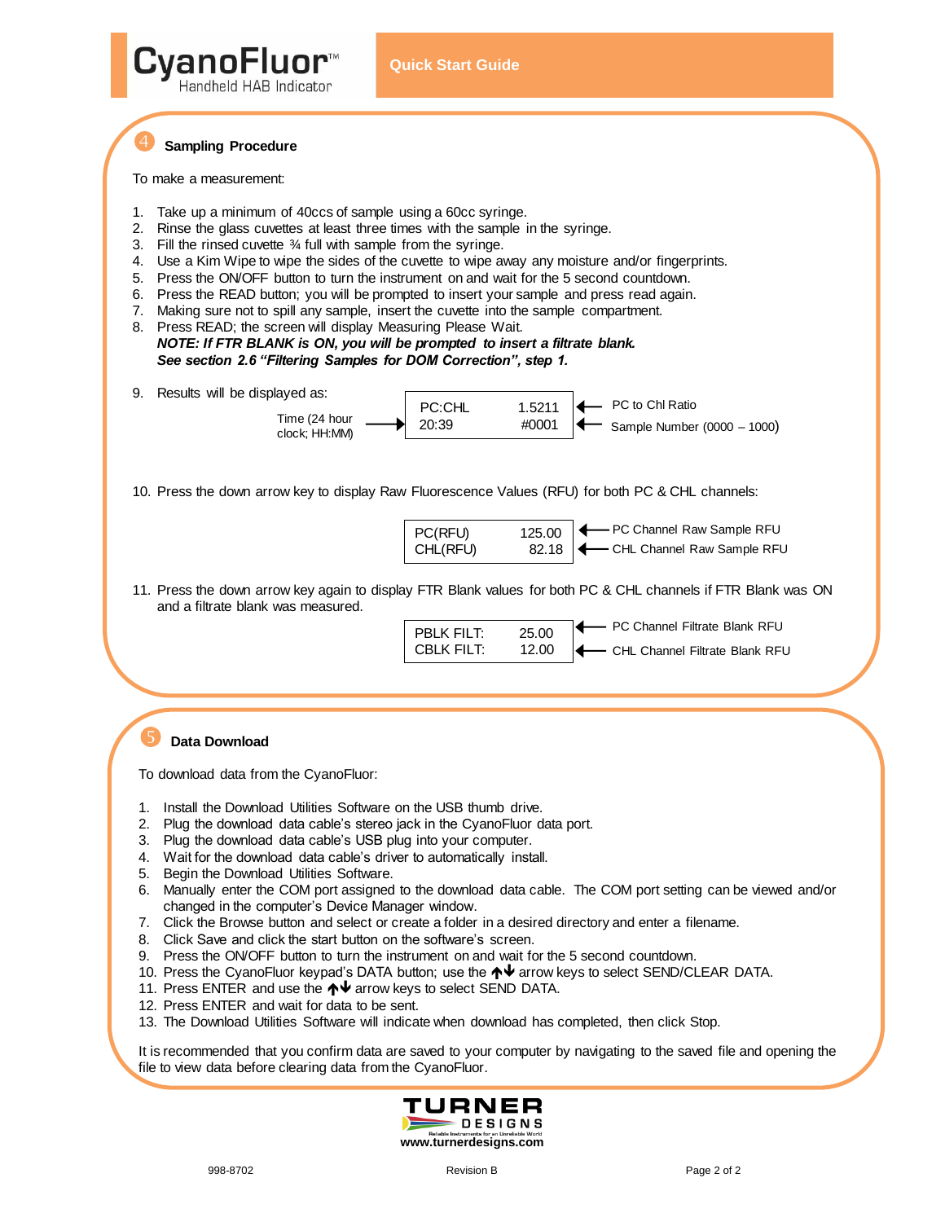CyanoFluor™
Handheld HAB Indicator

**Quick Start Guide**

## 4 Sampling Procedure

To make a measurement:

1. Take up a minimum of 40ccs of sample using a 60cc syringe.
2. Rinse the glass cuvettes at least three times with the sample in the syringe.
3. Fill the rinsed cuvette ¾ full with sample from the syringe.
4. Use a Kim Wipe to wipe the sides of the cuvette to wipe away any moisture and/or fingerprints.
5. Press the ON/OFF button to turn the instrument on and wait for the 5 second countdown.
6. Press the READ button; you will be prompted to insert your sample and press read again.
7. Making sure not to spill any sample, insert the cuvette into the sample compartment.
8. Press READ; the screen will display Measuring Please Wait.
   ***NOTE: If FTR BLANK is ON, you will be prompted to insert a filtrate blank. See section 2.6 "Filtering Samples for DOM Correction", step 1.***
9. Results will be displayed as:

| | | |
|---|---|---|
| PC:CHL | 1.5211 | ← PC to Chl Ratio |
| 20:39 | #0001 | ← Sample Number (0000 – 1000) |

Time (24 hour clock; HH:MM) → 20:39

10. Press the down arrow key to display Raw Fluorescence Values (RFU) for both PC & CHL channels:

| | | |
|---|---|---|
| PC(RFU) | 125.00 | ← PC Channel Raw Sample RFU |
| CHL(RFU) | 82.18 | ← CHL Channel Raw Sample RFU |

11. Press the down arrow key again to display FTR Blank values for both PC & CHL channels if FTR Blank was ON and a filtrate blank was measured.

| | | |
|---|---|---|
| PBLK FILT: | 25.00 | ← PC Channel Filtrate Blank RFU |
| CBLK FILT: | 12.00 | ← CHL Channel Filtrate Blank RFU |

## 5 Data Download

To download data from the CyanoFluor:

1. Install the Download Utilities Software on the USB thumb drive.
2. Plug the download data cable's stereo jack in the CyanoFluor data port.
3. Plug the download data cable's USB plug into your computer.
4. Wait for the download data cable's driver to automatically install.
5. Begin the Download Utilities Software.
6. Manually enter the COM port assigned to the download data cable. The COM port setting can be viewed and/or changed in the computer's Device Manager window.
7. Click the Browse button and select or create a folder in a desired directory and enter a filename.
8. Click Save and click the start button on the software's screen.
9. Press the ON/OFF button to turn the instrument on and wait for the 5 second countdown.
10. Press the CyanoFluor keypad's DATA button; use the ↑↓ arrow keys to select SEND/CLEAR DATA.
11. Press ENTER and use the ↑↓ arrow keys to select SEND DATA.
12. Press ENTER and wait for data to be sent.
13. The Download Utilities Software will indicate when download has completed, then click Stop.

It is recommended that you confirm data are saved to your computer by navigating to the saved file and opening the file to view data before clearing data from the CyanoFluor.

TURNER DESIGNS
Reliable Instruments for an Unreliable World
www.turnerdesigns.com

998-8702 Revision B